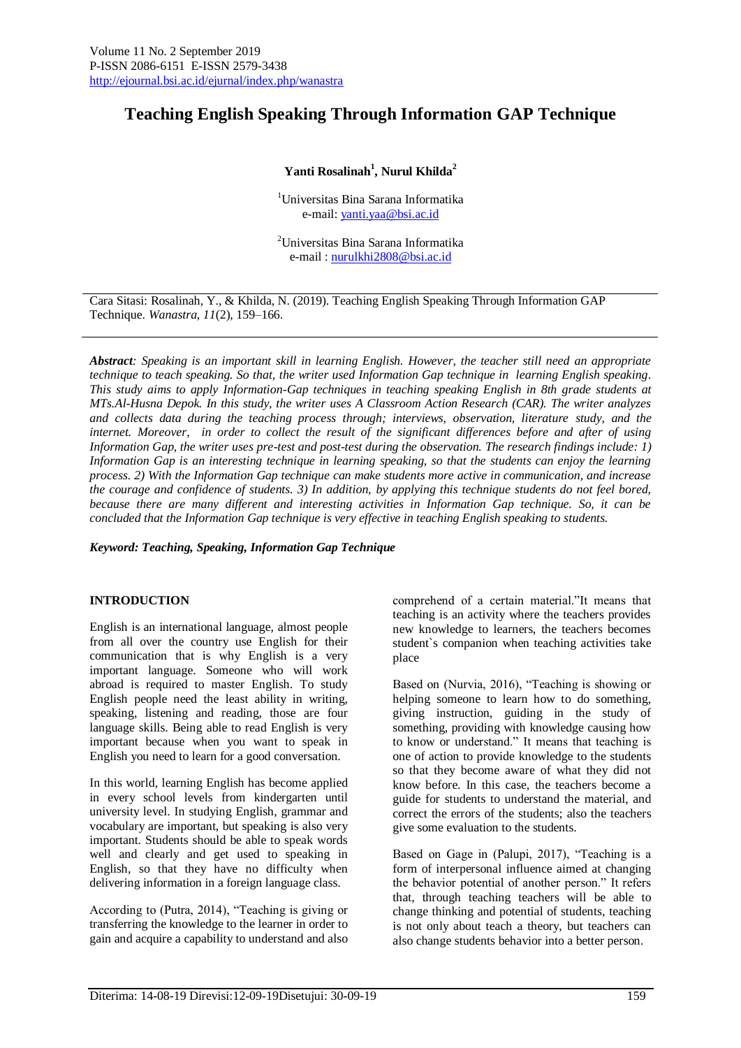# Teaching English Speaking Through Information GAP Technique

**Yanti Rosalinah[1], Nurul Khilda[2]**

[1]Universitas Bina Sarana Informatika
e-mail: yanti.yaa@bsi.ac.id

[2]Universitas Bina Sarana Informatika
e-mail : nurulkhi2808@bsi.ac.id

Cara Sitasi: Rosalinah, Y., & Khilda, N. (2019). Teaching English Speaking Through Information GAP Technique. *Wanastra*, *11*(2), 159–166.

***Abstract****: Speaking is an important skill in learning English. However, the teacher still need an appropriate technique to teach speaking. So that, the writer used Information Gap technique in learning English speaking. This study aims to apply Information-Gap techniques in teaching speaking English in 8th grade students at MTs.Al-Husna Depok. In this study, the writer uses A Classroom Action Research (CAR). The writer analyzes and collects data during the teaching process through; interviews, observation, literature study, and the internet. Moreover, in order to collect the result of the significant differences before and after of using Information Gap, the writer uses pre-test and post-test during the observation. The research findings include: 1) Information Gap is an interesting technique in learning speaking, so that the students can enjoy the learning process. 2) With the Information Gap technique can make students more active in communication, and increase the courage and confidence of students. 3) In addition, by applying this technique students do not feel bored, because there are many different and interesting activities in Information Gap technique. So, it can be concluded that the Information Gap technique is very effective in teaching English speaking to students.*

***Keyword: Teaching, Speaking, Information Gap Technique***

## INTRODUCTION

English is an international language, almost people from all over the country use English for their communication that is why English is a very important language. Someone who will work abroad is required to master English. To study English people need the least ability in writing, speaking, listening and reading, those are four language skills. Being able to read English is very important because when you want to speak in English you need to learn for a good conversation.

In this world, learning English has become applied in every school levels from kindergarten until university level. In studying English, grammar and vocabulary are important, but speaking is also very important. Students should be able to speak words well and clearly and get used to speaking in English, so that they have no difficulty when delivering information in a foreign language class.

According to (Putra, 2014), "Teaching is giving or transferring the knowledge to the learner in order to gain and acquire a capability to understand and also comprehend of a certain material."It means that teaching is an activity where the teachers provides new knowledge to learners, the teachers becomes student`s companion when teaching activities take place

Based on (Nurvia, 2016), "Teaching is showing or helping someone to learn how to do something, giving instruction, guiding in the study of something, providing with knowledge causing how to know or understand." It means that teaching is one of action to provide knowledge to the students so that they become aware of what they did not know before. In this case, the teachers become a guide for students to understand the material, and correct the errors of the students; also the teachers give some evaluation to the students.

Based on Gage in (Palupi, 2017), "Teaching is a form of interpersonal influence aimed at changing the behavior potential of another person." It refers that, through teaching teachers will be able to change thinking and potential of students, teaching is not only about teach a theory, but teachers can also change students behavior into a better person.

Diterima: 14-08-19 Direvisi:12-09-19Disetujui: 30-09-19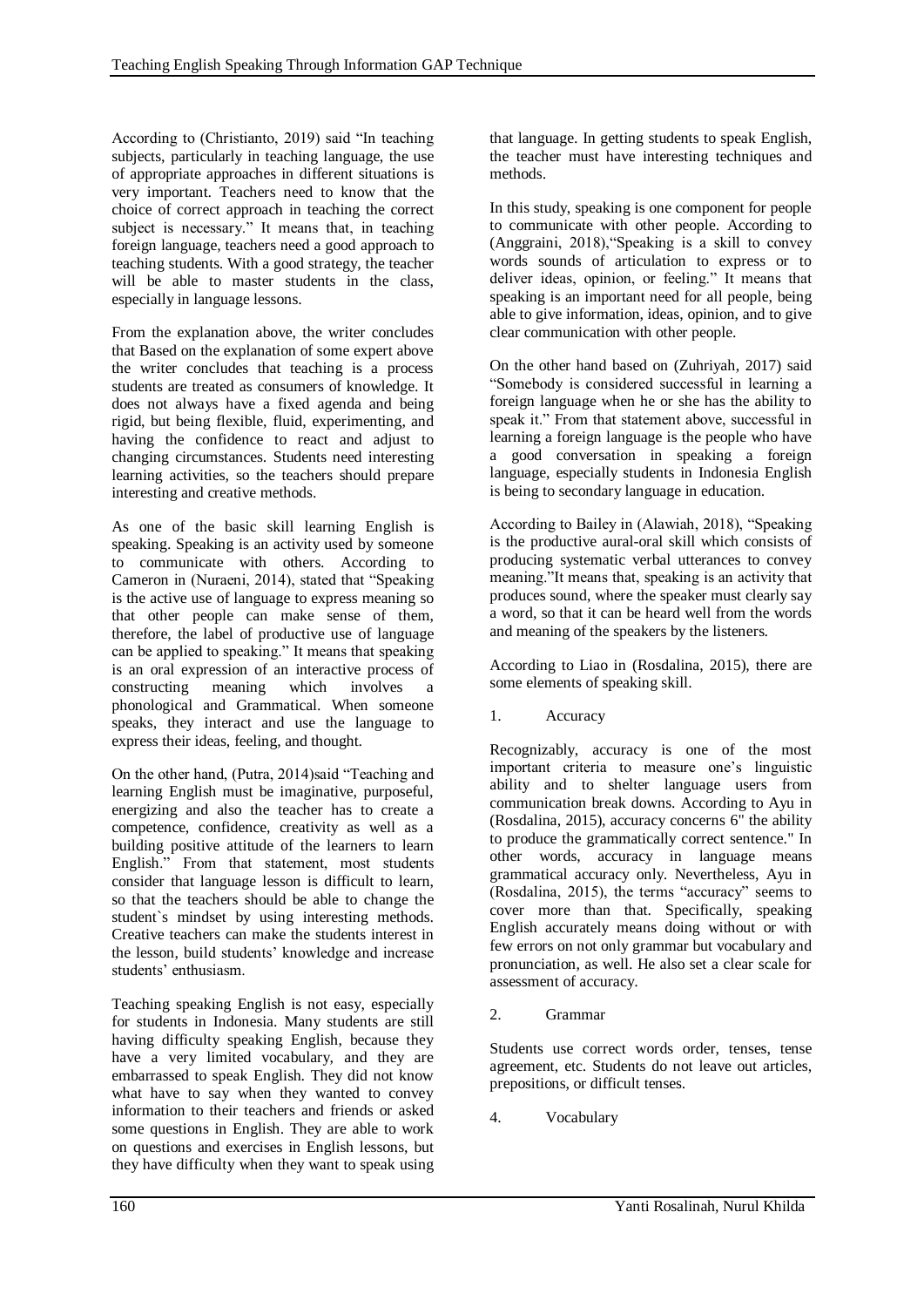According to (Christianto, 2019) said "In teaching subjects, particularly in teaching language, the use of appropriate approaches in different situations is very important. Teachers need to know that the choice of correct approach in teaching the correct subject is necessary." It means that, in teaching foreign language, teachers need a good approach to teaching students. With a good strategy, the teacher will be able to master students in the class, especially in language lessons.

From the explanation above, the writer concludes that Based on the explanation of some expert above the writer concludes that teaching is a process students are treated as consumers of knowledge. It does not always have a fixed agenda and being rigid, but being flexible, fluid, experimenting, and having the confidence to react and adjust to changing circumstances. Students need interesting learning activities, so the teachers should prepare interesting and creative methods.

As one of the basic skill learning English is speaking. Speaking is an activity used by someone to communicate with others. According to Cameron in (Nuraeni, 2014), stated that "Speaking is the active use of language to express meaning so that other people can make sense of them, therefore, the label of productive use of language can be applied to speaking." It means that speaking is an oral expression of an interactive process of constructing meaning which involves a phonological and Grammatical. When someone speaks, they interact and use the language to express their ideas, feeling, and thought.

On the other hand, (Putra, 2014)said "Teaching and learning English must be imaginative, purposeful, energizing and also the teacher has to create a competence, confidence, creativity as well as a building positive attitude of the learners to learn English." From that statement, most students consider that language lesson is difficult to learn, so that the teachers should be able to change the student`s mindset by using interesting methods. Creative teachers can make the students interest in the lesson, build students' knowledge and increase students' enthusiasm.

Teaching speaking English is not easy, especially for students in Indonesia. Many students are still having difficulty speaking English, because they have a very limited vocabulary, and they are embarrassed to speak English. They did not know what have to say when they wanted to convey information to their teachers and friends or asked some questions in English. They are able to work on questions and exercises in English lessons, but they have difficulty when they want to speak using that language. In getting students to speak English, the teacher must have interesting techniques and methods.

In this study, speaking is one component for people to communicate with other people. According to (Anggraini, 2018),"Speaking is a skill to convey words sounds of articulation to express or to deliver ideas, opinion, or feeling." It means that speaking is an important need for all people, being able to give information, ideas, opinion, and to give clear communication with other people.

On the other hand based on (Zuhriyah, 2017) said "Somebody is considered successful in learning a foreign language when he or she has the ability to speak it." From that statement above, successful in learning a foreign language is the people who have a good conversation in speaking a foreign language, especially students in Indonesia English is being to secondary language in education.

According to Bailey in (Alawiah, 2018), "Speaking is the productive aural-oral skill which consists of producing systematic verbal utterances to convey meaning."It means that, speaking is an activity that produces sound, where the speaker must clearly say a word, so that it can be heard well from the words and meaning of the speakers by the listeners.

According to Liao in (Rosdalina, 2015), there are some elements of speaking skill.

1. Accuracy

Recognizably, accuracy is one of the most important criteria to measure one's linguistic ability and to shelter language users from communication break downs. According to Ayu in (Rosdalina, 2015), accuracy concerns 6" the ability to produce the grammatically correct sentence." In other words, accuracy in language means grammatical accuracy only. Nevertheless, Ayu in (Rosdalina, 2015), the terms "accuracy" seems to cover more than that. Specifically, speaking English accurately means doing without or with few errors on not only grammar but vocabulary and pronunciation, as well. He also set a clear scale for assessment of accuracy.

2. Grammar

Students use correct words order, tenses, tense agreement, etc. Students do not leave out articles, prepositions, or difficult tenses.

4. Vocabulary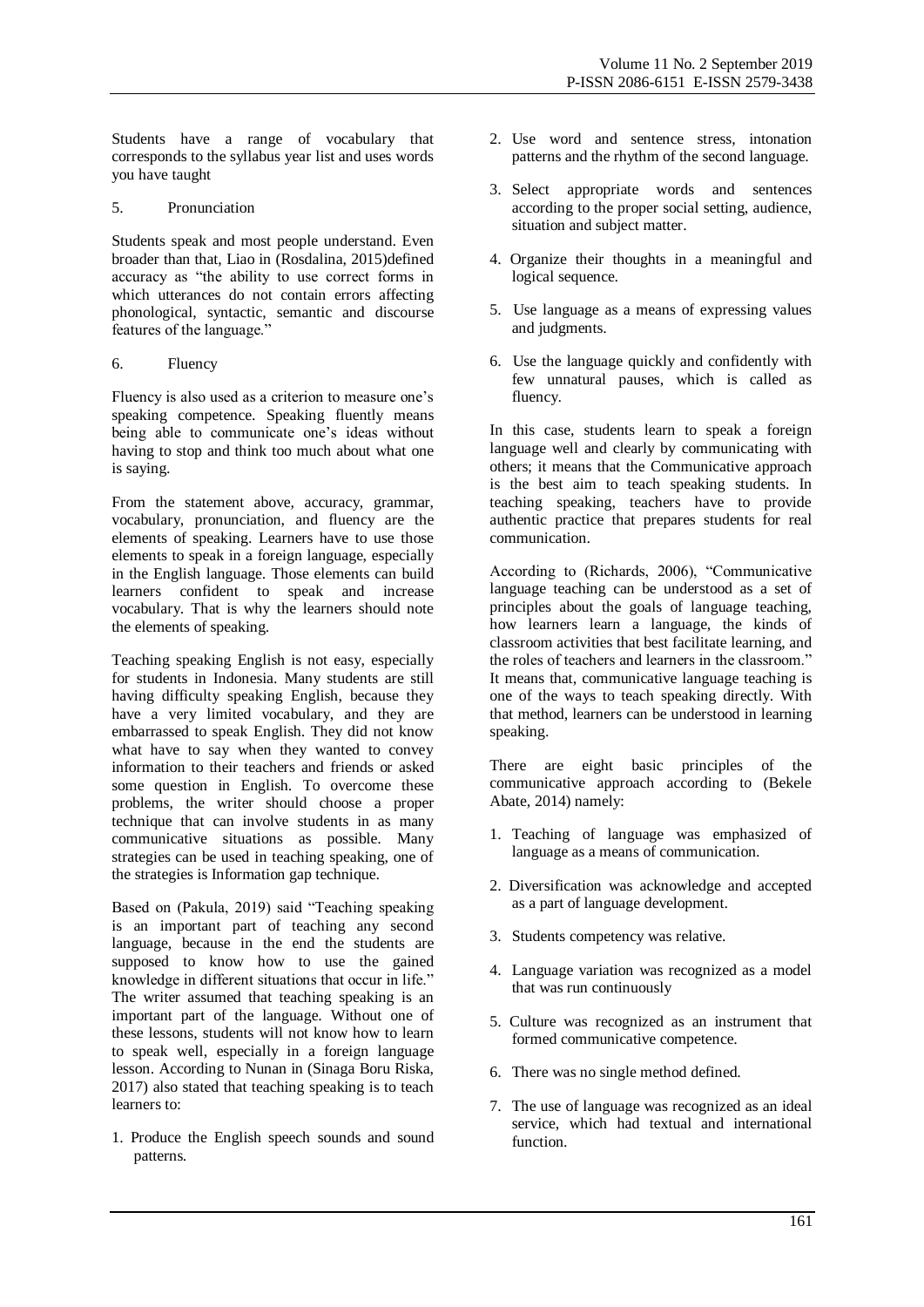Students have a range of vocabulary that corresponds to the syllabus year list and uses words you have taught

5. Pronunciation

Students speak and most people understand. Even broader than that, Liao in (Rosdalina, 2015)defined accuracy as "the ability to use correct forms in which utterances do not contain errors affecting phonological, syntactic, semantic and discourse features of the language."

6. Fluency

Fluency is also used as a criterion to measure one's speaking competence. Speaking fluently means being able to communicate one's ideas without having to stop and think too much about what one is saying.

From the statement above, accuracy, grammar, vocabulary, pronunciation, and fluency are the elements of speaking. Learners have to use those elements to speak in a foreign language, especially in the English language. Those elements can build learners confident to speak and increase vocabulary. That is why the learners should note the elements of speaking.

Teaching speaking English is not easy, especially for students in Indonesia. Many students are still having difficulty speaking English, because they have a very limited vocabulary, and they are embarrassed to speak English. They did not know what have to say when they wanted to convey information to their teachers and friends or asked some question in English. To overcome these problems, the writer should choose a proper technique that can involve students in as many communicative situations as possible. Many strategies can be used in teaching speaking, one of the strategies is Information gap technique.

Based on (Pakula, 2019) said "Teaching speaking is an important part of teaching any second language, because in the end the students are supposed to know how to use the gained knowledge in different situations that occur in life." The writer assumed that teaching speaking is an important part of the language. Without one of these lessons, students will not know how to learn to speak well, especially in a foreign language lesson. According to Nunan in (Sinaga Boru Riska, 2017) also stated that teaching speaking is to teach learners to:

1. Produce the English speech sounds and sound patterns.
2. Use word and sentence stress, intonation patterns and the rhythm of the second language.
3. Select appropriate words and sentences according to the proper social setting, audience, situation and subject matter.
4. Organize their thoughts in a meaningful and logical sequence.
5. Use language as a means of expressing values and judgments.
6. Use the language quickly and confidently with few unnatural pauses, which is called as fluency.

In this case, students learn to speak a foreign language well and clearly by communicating with others; it means that the Communicative approach is the best aim to teach speaking students. In teaching speaking, teachers have to provide authentic practice that prepares students for real communication.

According to (Richards, 2006), "Communicative language teaching can be understood as a set of principles about the goals of language teaching, how learners learn a language, the kinds of classroom activities that best facilitate learning, and the roles of teachers and learners in the classroom." It means that, communicative language teaching is one of the ways to teach speaking directly. With that method, learners can be understood in learning speaking.

There are eight basic principles of the communicative approach according to (Bekele Abate, 2014) namely:

1. Teaching of language was emphasized of language as a means of communication.
2. Diversification was acknowledge and accepted as a part of language development.
3. Students competency was relative.
4. Language variation was recognized as a model that was run continuously
5. Culture was recognized as an instrument that formed communicative competence.
6. There was no single method defined.
7. The use of language was recognized as an ideal service, which had textual and international function.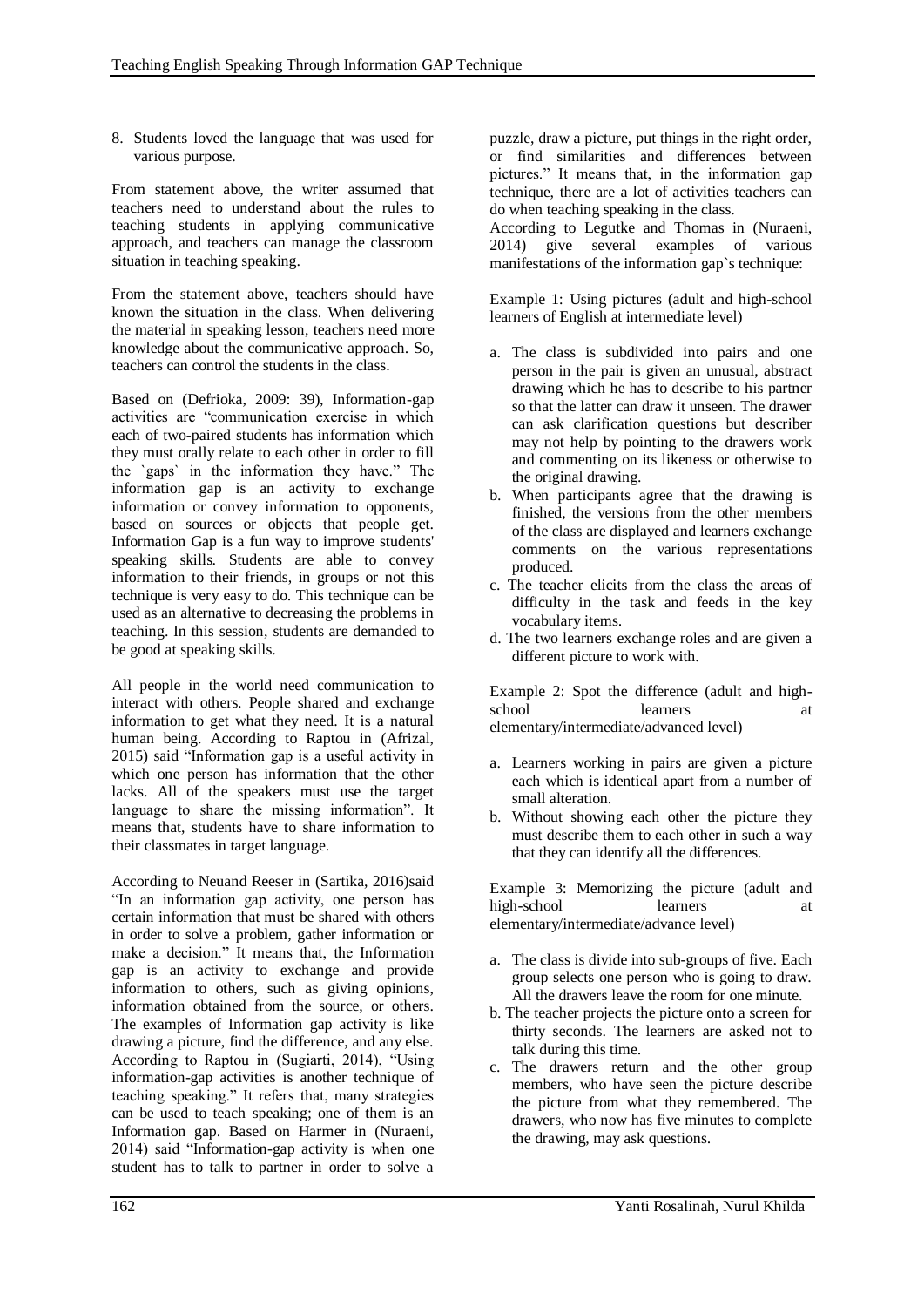8. Students loved the language that was used for various purpose.

From statement above, the writer assumed that teachers need to understand about the rules to teaching students in applying communicative approach, and teachers can manage the classroom situation in teaching speaking.

From the statement above, teachers should have known the situation in the class. When delivering the material in speaking lesson, teachers need more knowledge about the communicative approach. So, teachers can control the students in the class.

Based on (Defrioka, 2009: 39), Information-gap activities are "communication exercise in which each of two-paired students has information which they must orally relate to each other in order to fill the `gaps` in the information they have." The information gap is an activity to exchange information or convey information to opponents, based on sources or objects that people get. Information Gap is a fun way to improve students' speaking skills. Students are able to convey information to their friends, in groups or not this technique is very easy to do. This technique can be used as an alternative to decreasing the problems in teaching. In this session, students are demanded to be good at speaking skills.

All people in the world need communication to interact with others. People shared and exchange information to get what they need. It is a natural human being. According to Raptou in (Afrizal, 2015) said "Information gap is a useful activity in which one person has information that the other lacks. All of the speakers must use the target language to share the missing information". It means that, students have to share information to their classmates in target language.

According to Neuand Reeser in (Sartika, 2016)said "In an information gap activity, one person has certain information that must be shared with others in order to solve a problem, gather information or make a decision." It means that, the Information gap is an activity to exchange and provide information to others, such as giving opinions, information obtained from the source, or others. The examples of Information gap activity is like drawing a picture, find the difference, and any else. According to Raptou in (Sugiarti, 2014), "Using information-gap activities is another technique of teaching speaking." It refers that, many strategies can be used to teach speaking; one of them is an Information gap. Based on Harmer in (Nuraeni, 2014) said "Information-gap activity is when one student has to talk to partner in order to solve a puzzle, draw a picture, put things in the right order, or find similarities and differences between pictures." It means that, in the information gap technique, there are a lot of activities teachers can do when teaching speaking in the class.

According to Legutke and Thomas in (Nuraeni, 2014) give several examples of various manifestations of the information gap`s technique:

Example 1: Using pictures (adult and high-school learners of English at intermediate level)

a. The class is subdivided into pairs and one person in the pair is given an unusual, abstract drawing which he has to describe to his partner so that the latter can draw it unseen. The drawer can ask clarification questions but describer may not help by pointing to the drawers work and commenting on its likeness or otherwise to the original drawing.
b. When participants agree that the drawing is finished, the versions from the other members of the class are displayed and learners exchange comments on the various representations produced.
c. The teacher elicits from the class the areas of difficulty in the task and feeds in the key vocabulary items.
d. The two learners exchange roles and are given a different picture to work with.

Example 2: Spot the difference (adult and high-school learners at elementary/intermediate/advanced level)

a. Learners working in pairs are given a picture each which is identical apart from a number of small alteration.
b. Without showing each other the picture they must describe them to each other in such a way that they can identify all the differences.

Example 3: Memorizing the picture (adult and high-school learners at elementary/intermediate/advance level)

a. The class is divide into sub-groups of five. Each group selects one person who is going to draw. All the drawers leave the room for one minute.
b. The teacher projects the picture onto a screen for thirty seconds. The learners are asked not to talk during this time.
c. The drawers return and the other group members, who have seen the picture describe the picture from what they remembered. The drawers, who now has five minutes to complete the drawing, may ask questions.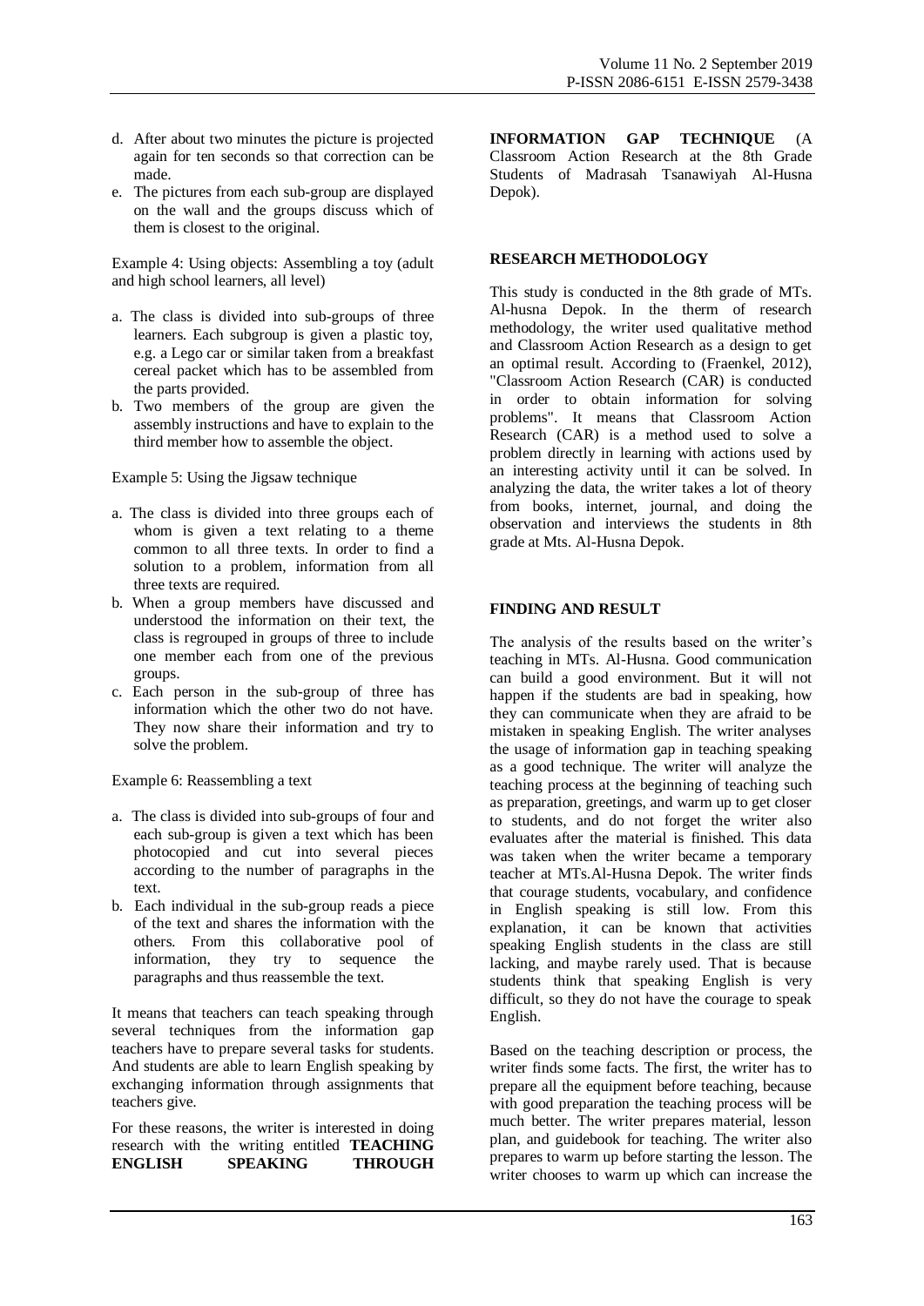d. After about two minutes the picture is projected again for ten seconds so that correction can be made.
e. The pictures from each sub-group are displayed on the wall and the groups discuss which of them is closest to the original.

Example 4: Using objects: Assembling a toy (adult and high school learners, all level)

a. The class is divided into sub-groups of three learners. Each subgroup is given a plastic toy, e.g. a Lego car or similar taken from a breakfast cereal packet which has to be assembled from the parts provided.
b. Two members of the group are given the assembly instructions and have to explain to the third member how to assemble the object.

Example 5: Using the Jigsaw technique

a. The class is divided into three groups each of whom is given a text relating to a theme common to all three texts. In order to find a solution to a problem, information from all three texts are required.
b. When a group members have discussed and understood the information on their text, the class is regrouped in groups of three to include one member each from one of the previous groups.
c. Each person in the sub-group of three has information which the other two do not have. They now share their information and try to solve the problem.

Example 6: Reassembling a text

a. The class is divided into sub-groups of four and each sub-group is given a text which has been photocopied and cut into several pieces according to the number of paragraphs in the text.
b. Each individual in the sub-group reads a piece of the text and shares the information with the others. From this collaborative pool of information, they try to sequence the paragraphs and thus reassemble the text.

It means that teachers can teach speaking through several techniques from the information gap teachers have to prepare several tasks for students. And students are able to learn English speaking by exchanging information through assignments that teachers give.

For these reasons, the writer is interested in doing research with the writing entitled **TEACHING ENGLISH SPEAKING THROUGH INFORMATION GAP TECHNIQUE** (A Classroom Action Research at the 8th Grade Students of Madrasah Tsanawiyah Al-Husna Depok).

## RESEARCH METHODOLOGY

This study is conducted in the 8th grade of MTs. Al-husna Depok. In the therm of research methodology, the writer used qualitative method and Classroom Action Research as a design to get an optimal result. According to (Fraenkel, 2012), "Classroom Action Research (CAR) is conducted in order to obtain information for solving problems". It means that Classroom Action Research (CAR) is a method used to solve a problem directly in learning with actions used by an interesting activity until it can be solved. In analyzing the data, the writer takes a lot of theory from books, internet, journal, and doing the observation and interviews the students in 8th grade at Mts. Al-Husna Depok.

## FINDING AND RESULT

The analysis of the results based on the writer's teaching in MTs. Al-Husna. Good communication can build a good environment. But it will not happen if the students are bad in speaking, how they can communicate when they are afraid to be mistaken in speaking English. The writer analyses the usage of information gap in teaching speaking as a good technique. The writer will analyze the teaching process at the beginning of teaching such as preparation, greetings, and warm up to get closer to students, and do not forget the writer also evaluates after the material is finished. This data was taken when the writer became a temporary teacher at MTs.Al-Husna Depok. The writer finds that courage students, vocabulary, and confidence in English speaking is still low. From this explanation, it can be known that activities speaking English students in the class are still lacking, and maybe rarely used. That is because students think that speaking English is very difficult, so they do not have the courage to speak English.

Based on the teaching description or process, the writer finds some facts. The first, the writer has to prepare all the equipment before teaching, because with good preparation the teaching process will be much better. The writer prepares material, lesson plan, and guidebook for teaching. The writer also prepares to warm up before starting the lesson. The writer chooses to warm up which can increase the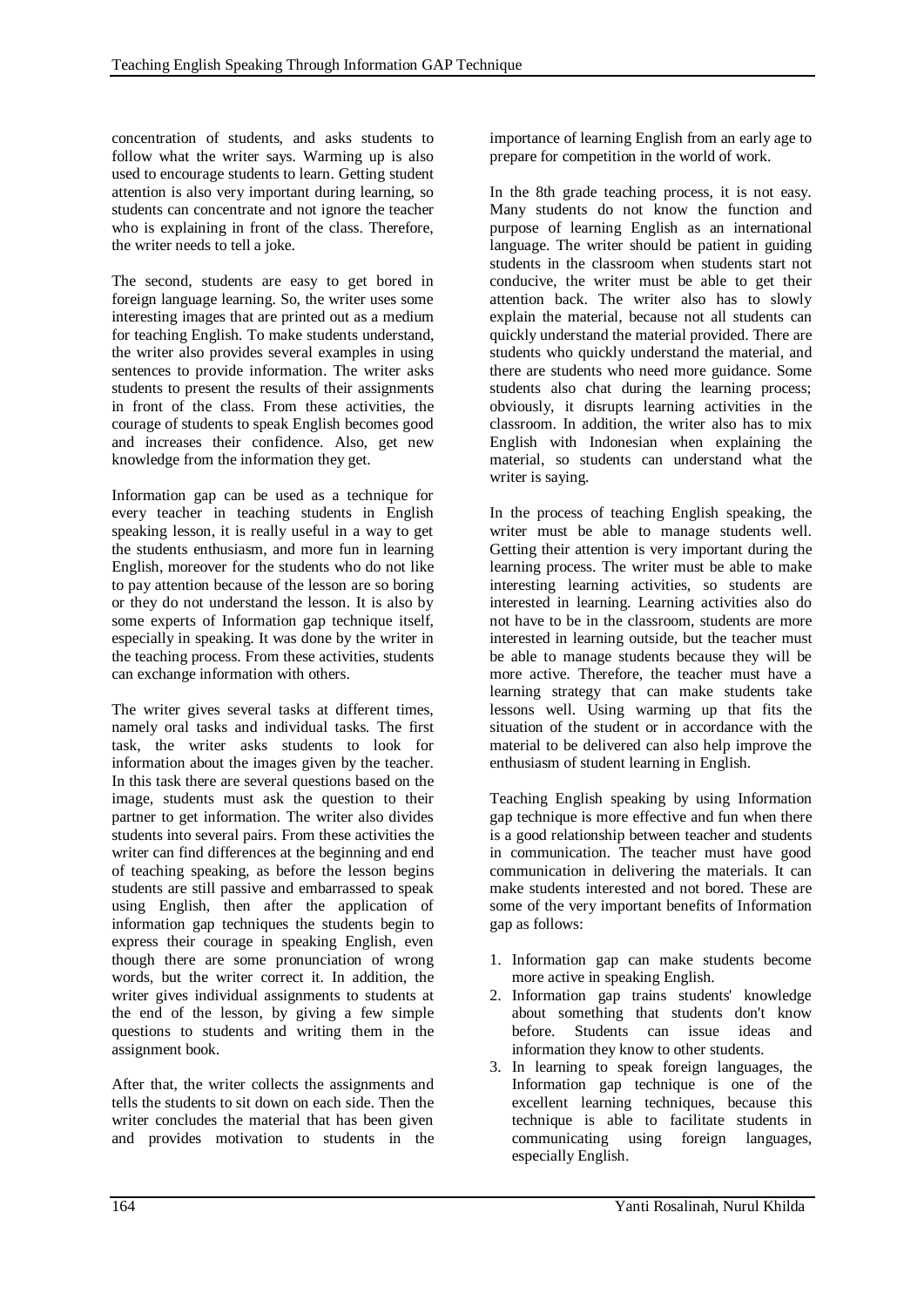concentration of students, and asks students to follow what the writer says. Warming up is also used to encourage students to learn. Getting student attention is also very important during learning, so students can concentrate and not ignore the teacher who is explaining in front of the class. Therefore, the writer needs to tell a joke.

The second, students are easy to get bored in foreign language learning. So, the writer uses some interesting images that are printed out as a medium for teaching English. To make students understand, the writer also provides several examples in using sentences to provide information. The writer asks students to present the results of their assignments in front of the class. From these activities, the courage of students to speak English becomes good and increases their confidence. Also, get new knowledge from the information they get.

Information gap can be used as a technique for every teacher in teaching students in English speaking lesson, it is really useful in a way to get the students enthusiasm, and more fun in learning English, moreover for the students who do not like to pay attention because of the lesson are so boring or they do not understand the lesson. It is also by some experts of Information gap technique itself, especially in speaking. It was done by the writer in the teaching process. From these activities, students can exchange information with others.

The writer gives several tasks at different times, namely oral tasks and individual tasks. The first task, the writer asks students to look for information about the images given by the teacher. In this task there are several questions based on the image, students must ask the question to their partner to get information. The writer also divides students into several pairs. From these activities the writer can find differences at the beginning and end of teaching speaking, as before the lesson begins students are still passive and embarrassed to speak using English, then after the application of information gap techniques the students begin to express their courage in speaking English, even though there are some pronunciation of wrong words, but the writer correct it. In addition, the writer gives individual assignments to students at the end of the lesson, by giving a few simple questions to students and writing them in the assignment book.

After that, the writer collects the assignments and tells the students to sit down on each side. Then the writer concludes the material that has been given and provides motivation to students in the importance of learning English from an early age to prepare for competition in the world of work.

In the 8th grade teaching process, it is not easy. Many students do not know the function and purpose of learning English as an international language. The writer should be patient in guiding students in the classroom when students start not conducive, the writer must be able to get their attention back. The writer also has to slowly explain the material, because not all students can quickly understand the material provided. There are students who quickly understand the material, and there are students who need more guidance. Some students also chat during the learning process; obviously, it disrupts learning activities in the classroom. In addition, the writer also has to mix English with Indonesian when explaining the material, so students can understand what the writer is saying.

In the process of teaching English speaking, the writer must be able to manage students well. Getting their attention is very important during the learning process. The writer must be able to make interesting learning activities, so students are interested in learning. Learning activities also do not have to be in the classroom, students are more interested in learning outside, but the teacher must be able to manage students because they will be more active. Therefore, the teacher must have a learning strategy that can make students take lessons well. Using warming up that fits the situation of the student or in accordance with the material to be delivered can also help improve the enthusiasm of student learning in English.

Teaching English speaking by using Information gap technique is more effective and fun when there is a good relationship between teacher and students in communication. The teacher must have good communication in delivering the materials. It can make students interested and not bored. These are some of the very important benefits of Information gap as follows:

1. Information gap can make students become more active in speaking English.
2. Information gap trains students' knowledge about something that students don't know before. Students can issue ideas and information they know to other students.
3. In learning to speak foreign languages, the Information gap technique is one of the excellent learning techniques, because this technique is able to facilitate students in communicating using foreign languages, especially English.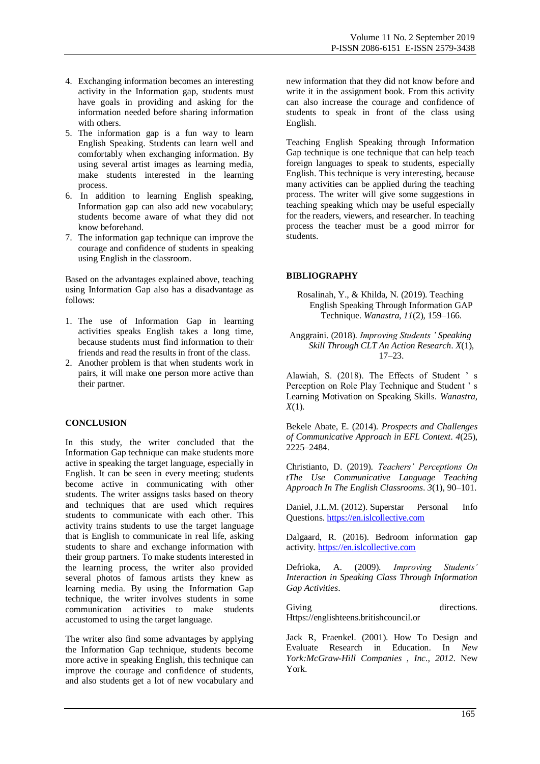4. Exchanging information becomes an interesting activity in the Information gap, students must have goals in providing and asking for the information needed before sharing information with others.
5. The information gap is a fun way to learn English Speaking. Students can learn well and comfortably when exchanging information. By using several artist images as learning media, make students interested in the learning process.
6. In addition to learning English speaking, Information gap can also add new vocabulary; students become aware of what they did not know beforehand.
7. The information gap technique can improve the courage and confidence of students in speaking using English in the classroom.

Based on the advantages explained above, teaching using Information Gap also has a disadvantage as follows:

1. The use of Information Gap in learning activities speaks English takes a long time, because students must find information to their friends and read the results in front of the class.
2. Another problem is that when students work in pairs, it will make one person more active than their partner.

## CONCLUSION

In this study, the writer concluded that the Information Gap technique can make students more active in speaking the target language, especially in English. It can be seen in every meeting; students become active in communicating with other students. The writer assigns tasks based on theory and techniques that are used which requires students to communicate with each other. This activity trains students to use the target language that is English to communicate in real life, asking students to share and exchange information with their group partners. To make students interested in the learning process, the writer also provided several photos of famous artists they knew as learning media. By using the Information Gap technique, the writer involves students in some communication activities to make students accustomed to using the target language.

The writer also find some advantages by applying the Information Gap technique, students become more active in speaking English, this technique can improve the courage and confidence of students, and also students get a lot of new vocabulary and new information that they did not know before and write it in the assignment book. From this activity can also increase the courage and confidence of students to speak in front of the class using English.

Teaching English Speaking through Information Gap technique is one technique that can help teach foreign languages to speak to students, especially English. This technique is very interesting, because many activities can be applied during the teaching process. The writer will give some suggestions in teaching speaking which may be useful especially for the readers, viewers, and researcher. In teaching process the teacher must be a good mirror for students.

## BIBLIOGRAPHY

Rosalinah, Y., & Khilda, N. (2019). Teaching English Speaking Through Information GAP Technique. *Wanastra*, *11*(2), 159–166.

Anggraini. (2018). *Improving Students ' Speaking Skill Through CLT An Action Research*. *X*(1), 17–23.

Alawiah, S. (2018). The Effects of Student ' s Perception on Role Play Technique and Student ' s Learning Motivation on Speaking Skills. *Wanastra*, *X*(1).

Bekele Abate, E. (2014). *Prospects and Challenges of Communicative Approach in EFL Context*. *4*(25), 2225–2484.

Christianto, D. (2019). *Teachers' Perceptions On tThe Use Communicative Language Teaching Approach In The English Classrooms*. *3*(1), 90–101.

Daniel, J.L.M. (2012). Superstar Personal Info Questions. https://en.islcollective.com

Dalgaard, R. (2016). Bedroom information gap activity. https://en.islcollective.com

Defrioka, A. (2009). *Improving Students' Interaction in Speaking Class Through Information Gap Activities*.

Giving directions. Https://englishteens.britishcouncil.or

Jack R, Fraenkel. (2001). How To Design and Evaluate Research in Education. In *New York:McGraw-Hill Companies , Inc., 2012*. New York.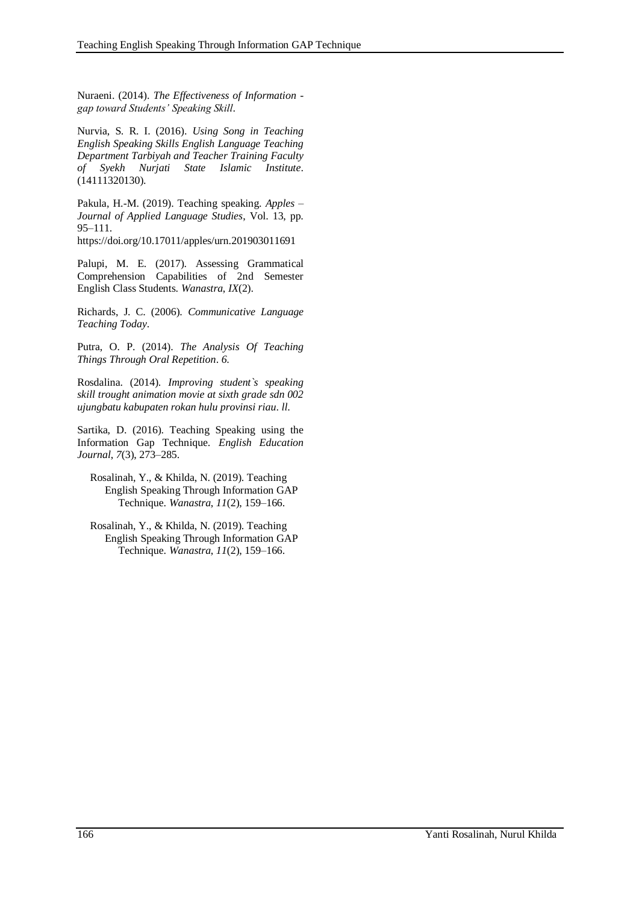Nuraeni. (2014). *The Effectiveness of Information - gap toward Students' Speaking Skill*.

Nurvia, S. R. I. (2016). *Using Song in Teaching English Speaking Skills English Language Teaching Department Tarbiyah and Teacher Training Faculty of Syekh Nurjati State Islamic Institute*. (14111320130).

Pakula, H.-M. (2019). Teaching speaking. *Apples – Journal of Applied Language Studies*, Vol. 13, pp. 95–111. https://doi.org/10.17011/apples/urn.201903011691

Palupi, M. E. (2017). Assessing Grammatical Comprehension Capabilities of 2nd Semester English Class Students. *Wanastra*, *IX*(2).

Richards, J. C. (2006). *Communicative Language Teaching Today*.

Putra, O. P. (2014). *The Analysis Of Teaching Things Through Oral Repetition*. *6*.

Rosdalina. (2014). *Improving student`s speaking skill trought animation movie at sixth grade sdn 002 ujungbatu kabupaten rokan hulu provinsi riau*. *ll*.

Sartika, D. (2016). Teaching Speaking using the Information Gap Technique. *English Education Journal*, *7*(3), 273–285.

Rosalinah, Y., & Khilda, N. (2019). Teaching English Speaking Through Information GAP Technique. *Wanastra*, *11*(2), 159–166.

Rosalinah, Y., & Khilda, N. (2019). Teaching English Speaking Through Information GAP Technique. *Wanastra*, *11*(2), 159–166.